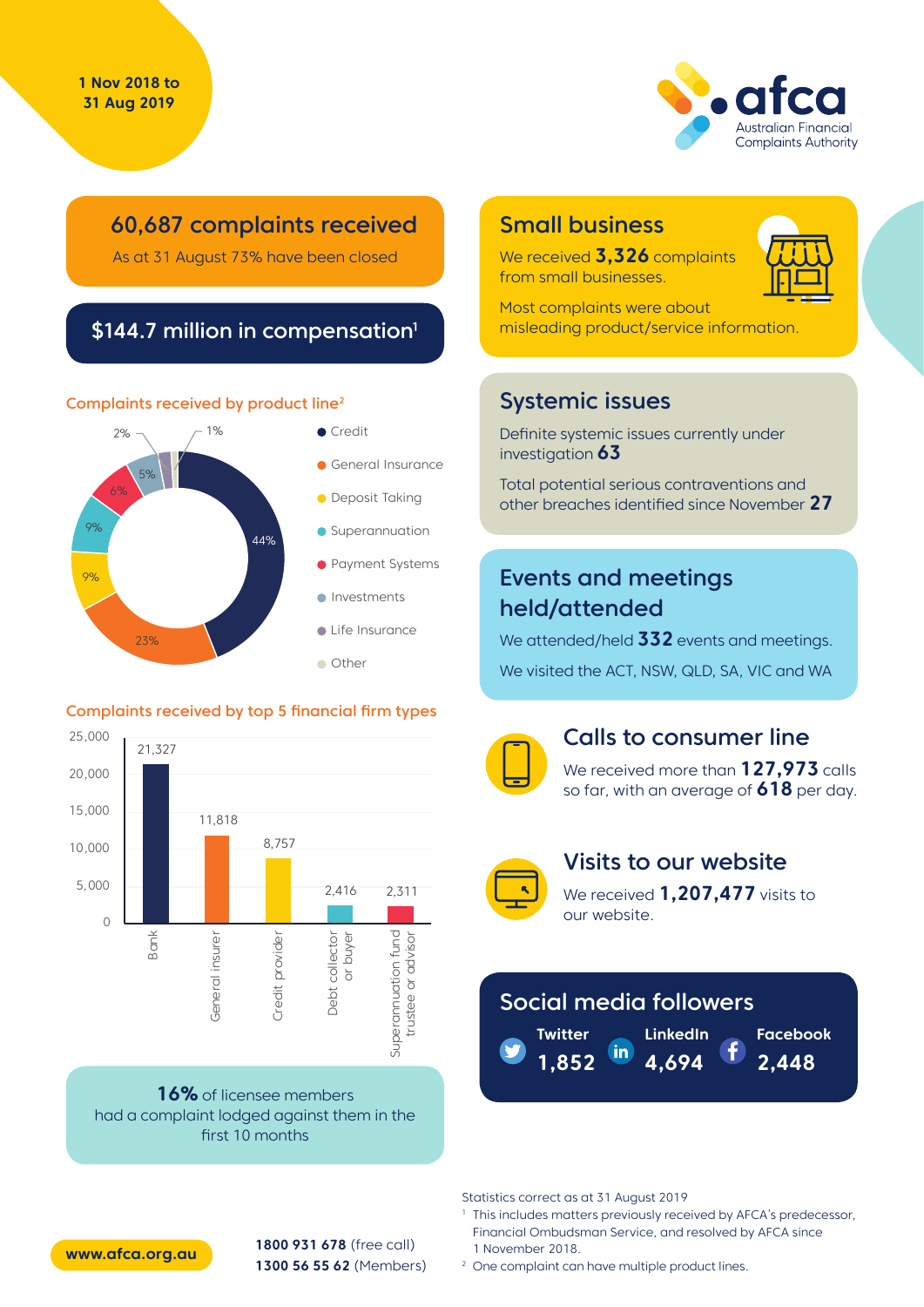1 Nov 2018 to 31 Aug 2019

afca
Australian Financial Complaints Authority

## 60,687 complaints received

As at 31 August 73% have been closed

## $144.7 million in compensation[1]

### Complaints received by product line[2]

| Product line | Share |
|---|---|
| Credit | 44% |
| General Insurance | 23% |
| Deposit Taking | 9% |
| Superannuation | 9% |
| Payment Systems | 6% |
| Investments | 5% |
| Life Insurance | 2% |
| Other | 1% |

### Complaints received by top 5 financial firm types

| Firm type | Complaints |
|---|---|
| Bank | 21,327 |
| General insurer | 11,818 |
| Credit provider | 8,757 |
| Debt collector or buyer | 2,416 |
| Superannuation fund trustee or advisor | 2,311 |

**16%** of licensee members had a complaint lodged against them in the first 10 months

## Small business

We received **3,326** complaints from small businesses.

Most complaints were about misleading product/service information.

## Systemic issues

Definite systemic issues currently under investigation **63**

Total potential serious contraventions and other breaches identified since November **27**

## Events and meetings held/attended

We attended/held **332** events and meetings.

We visited the ACT, NSW, QLD, SA, VIC and WA

## Calls to consumer line

We received more than **127,973** calls so far, with an average of **618** per day.

## Visits to our website

We received **1,207,477** visits to our website.

## Social media followers

| Twitter | LinkedIn | Facebook |
|---|---|---|
| 1,852 | 4,694 | 2,448 |

Statistics correct as at 31 August 2019

[1] This includes matters previously received by AFCA's predecessor, Financial Ombudsman Service, and resolved by AFCA since 1 November 2018.

[2] One complaint can have multiple product lines.

www.afca.org.au

**1800 931 678** (free call)
**1300 56 55 62** (Members)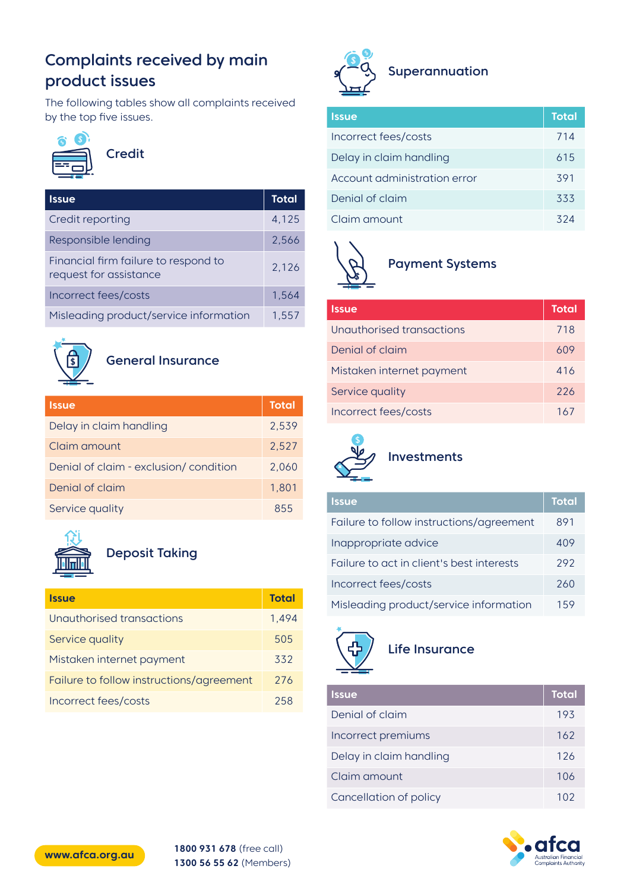## Complaints received by main product issues

The following tables show all complaints received by the top five issues.

### Credit

| Issue | Total |
|---|---|
| Credit reporting | 4,125 |
| Responsible lending | 2,566 |
| Financial firm failure to respond to request for assistance | 2,126 |
| Incorrect fees/costs | 1,564 |
| Misleading product/service information | 1,557 |

### General Insurance

| Issue | Total |
|---|---|
| Delay in claim handling | 2,539 |
| Claim amount | 2,527 |
| Denial of claim - exclusion/ condition | 2,060 |
| Denial of claim | 1,801 |
| Service quality | 855 |

### Deposit Taking

| Issue | Total |
|---|---|
| Unauthorised transactions | 1,494 |
| Service quality | 505 |
| Mistaken internet payment | 332 |
| Failure to follow instructions/agreement | 276 |
| Incorrect fees/costs | 258 |

### Superannuation

| Issue | Total |
|---|---|
| Incorrect fees/costs | 714 |
| Delay in claim handling | 615 |
| Account administration error | 391 |
| Denial of claim | 333 |
| Claim amount | 324 |

### Payment Systems

| Issue | Total |
|---|---|
| Unauthorised transactions | 718 |
| Denial of claim | 609 |
| Mistaken internet payment | 416 |
| Service quality | 226 |
| Incorrect fees/costs | 167 |

### Investments

| Issue | Total |
|---|---|
| Failure to follow instructions/agreement | 891 |
| Inappropriate advice | 409 |
| Failure to act in client's best interests | 292 |
| Incorrect fees/costs | 260 |
| Misleading product/service information | 159 |

### Life Insurance

| Issue | Total |
|---|---|
| Denial of claim | 193 |
| Incorrect premiums | 162 |
| Delay in claim handling | 126 |
| Claim amount | 106 |
| Cancellation of policy | 102 |

www.afca.org.au

**1800 931 678** (free call)
**1300 56 55 62** (Members)

afca Australian Financial Complaints Authority